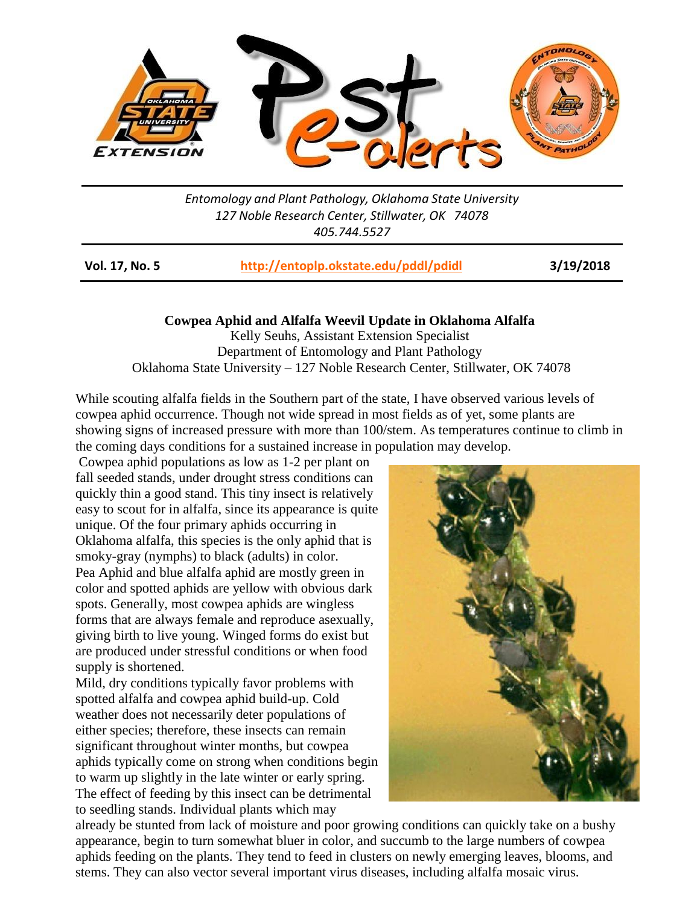Entomology and Plant Pathology, Oklahoma State University
127 Noble Research Center, Stillwater, OK 74078
405.744.5527

**Vol. 17, No. 5** | **http://entoplp.okstate.edu/pddl/pdidl** | **3/19/2018**

## Cowpea Aphid and Alfalfa Weevil Update in Oklahoma Alfalfa

Kelly Seuhs, Assistant Extension Specialist
Department of Entomology and Plant Pathology
Oklahoma State University – 127 Noble Research Center, Stillwater, OK 74078

While scouting alfalfa fields in the Southern part of the state, I have observed various levels of cowpea aphid occurrence. Though not wide spread in most fields as of yet, some plants are showing signs of increased pressure with more than 100/stem. As temperatures continue to climb in the coming days conditions for a sustained increase in population may develop.

Cowpea aphid populations as low as 1-2 per plant on fall seeded stands, under drought stress conditions can quickly thin a good stand. This tiny insect is relatively easy to scout for in alfalfa, since its appearance is quite unique. Of the four primary aphids occurring in Oklahoma alfalfa, this species is the only aphid that is smoky-gray (nymphs) to black (adults) in color. Pea Aphid and blue alfalfa aphid are mostly green in color and spotted aphids are yellow with obvious dark spots. Generally, most cowpea aphids are wingless forms that are always female and reproduce asexually, giving birth to live young. Winged forms do exist but are produced under stressful conditions or when food supply is shortened.

Mild, dry conditions typically favor problems with spotted alfalfa and cowpea aphid build-up. Cold weather does not necessarily deter populations of either species; therefore, these insects can remain significant throughout winter months, but cowpea aphids typically come on strong when conditions begin to warm up slightly in the late winter or early spring. The effect of feeding by this insect can be detrimental to seedling stands. Individual plants which may already be stunted from lack of moisture and poor growing conditions can quickly take on a bushy appearance, begin to turn somewhat bluer in color, and succumb to the large numbers of cowpea aphids feeding on the plants. They tend to feed in clusters on newly emerging leaves, blooms, and stems. They can also vector several important virus diseases, including alfalfa mosaic virus.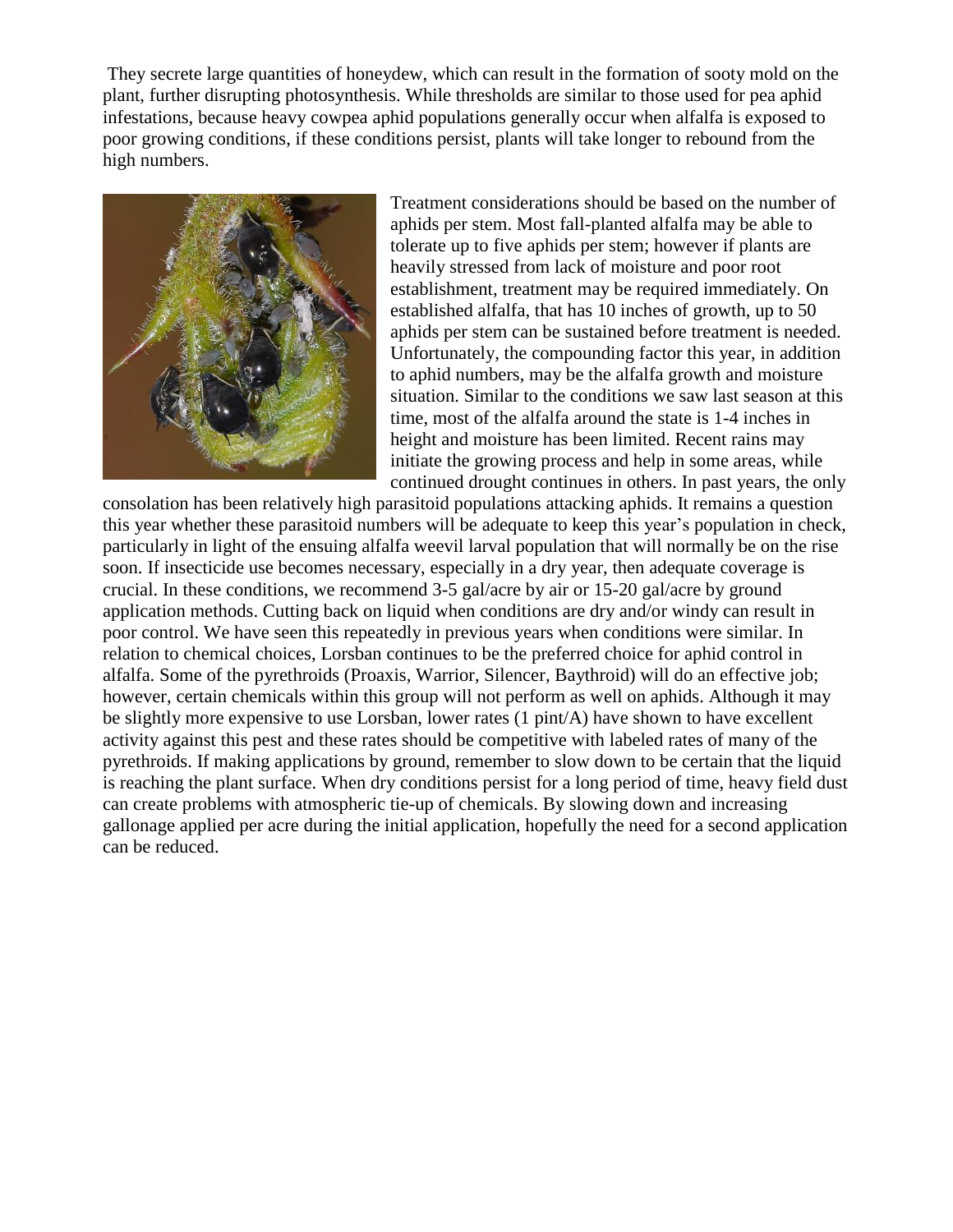They secrete large quantities of honeydew, which can result in the formation of sooty mold on the plant, further disrupting photosynthesis. While thresholds are similar to those used for pea aphid infestations, because heavy cowpea aphid populations generally occur when alfalfa is exposed to poor growing conditions, if these conditions persist, plants will take longer to rebound from the high numbers.

Treatment considerations should be based on the number of aphids per stem. Most fall-planted alfalfa may be able to tolerate up to five aphids per stem; however if plants are heavily stressed from lack of moisture and poor root establishment, treatment may be required immediately. On established alfalfa, that has 10 inches of growth, up to 50 aphids per stem can be sustained before treatment is needed. Unfortunately, the compounding factor this year, in addition to aphid numbers, may be the alfalfa growth and moisture situation. Similar to the conditions we saw last season at this time, most of the alfalfa around the state is 1-4 inches in height and moisture has been limited. Recent rains may initiate the growing process and help in some areas, while continued drought continues in others. In past years, the only consolation has been relatively high parasitoid populations attacking aphids. It remains a question this year whether these parasitoid numbers will be adequate to keep this year's population in check, particularly in light of the ensuing alfalfa weevil larval population that will normally be on the rise soon. If insecticide use becomes necessary, especially in a dry year, then adequate coverage is crucial. In these conditions, we recommend 3-5 gal/acre by air or 15-20 gal/acre by ground application methods. Cutting back on liquid when conditions are dry and/or windy can result in poor control. We have seen this repeatedly in previous years when conditions were similar. In relation to chemical choices, Lorsban continues to be the preferred choice for aphid control in alfalfa. Some of the pyrethroids (Proaxis, Warrior, Silencer, Baythroid) will do an effective job; however, certain chemicals within this group will not perform as well on aphids. Although it may be slightly more expensive to use Lorsban, lower rates (1 pint/A) have shown to have excellent activity against this pest and these rates should be competitive with labeled rates of many of the pyrethroids. If making applications by ground, remember to slow down to be certain that the liquid is reaching the plant surface. When dry conditions persist for a long period of time, heavy field dust can create problems with atmospheric tie-up of chemicals. By slowing down and increasing gallonage applied per acre during the initial application, hopefully the need for a second application can be reduced.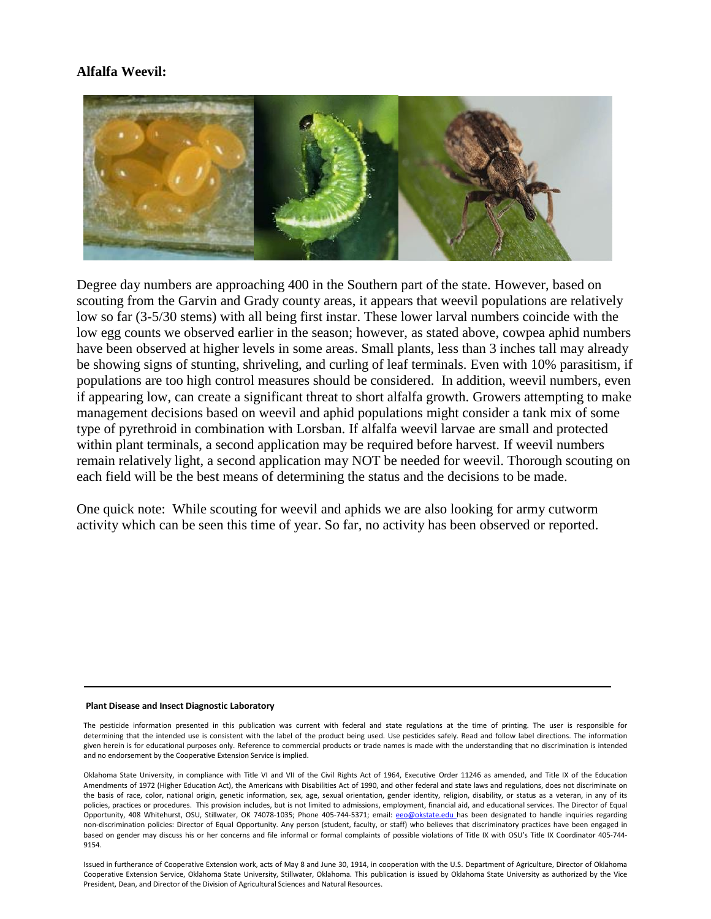**Alfalfa Weevil:**

Degree day numbers are approaching 400 in the Southern part of the state. However, based on scouting from the Garvin and Grady county areas, it appears that weevil populations are relatively low so far (3-5/30 stems) with all being first instar. These lower larval numbers coincide with the low egg counts we observed earlier in the season; however, as stated above, cowpea aphid numbers have been observed at higher levels in some areas. Small plants, less than 3 inches tall may already be showing signs of stunting, shriveling, and curling of leaf terminals. Even with 10% parasitism, if populations are too high control measures should be considered. In addition, weevil numbers, even if appearing low, can create a significant threat to short alfalfa growth. Growers attempting to make management decisions based on weevil and aphid populations might consider a tank mix of some type of pyrethroid in combination with Lorsban. If alfalfa weevil larvae are small and protected within plant terminals, a second application may be required before harvest. If weevil numbers remain relatively light, a second application may NOT be needed for weevil. Thorough scouting on each field will be the best means of determining the status and the decisions to be made.

One quick note: While scouting for weevil and aphids we are also looking for army cutworm activity which can be seen this time of year. So far, no activity has been observed or reported.

---

**Plant Disease and Insect Diagnostic Laboratory**

The pesticide information presented in this publication was current with federal and state regulations at the time of printing. The user is responsible for determining that the intended use is consistent with the label of the product being used. Use pesticides safely. Read and follow label directions. The information given herein is for educational purposes only. Reference to commercial products or trade names is made with the understanding that no discrimination is intended and no endorsement by the Cooperative Extension Service is implied.

Oklahoma State University, in compliance with Title VI and VII of the Civil Rights Act of 1964, Executive Order 11246 as amended, and Title IX of the Education Amendments of 1972 (Higher Education Act), the Americans with Disabilities Act of 1990, and other federal and state laws and regulations, does not discriminate on the basis of race, color, national origin, genetic information, sex, age, sexual orientation, gender identity, religion, disability, or status as a veteran, in any of its policies, practices or procedures. This provision includes, but is not limited to admissions, employment, financial aid, and educational services. The Director of Equal Opportunity, 408 Whitehurst, OSU, Stillwater, OK 74078-1035; Phone 405-744-5371; email: eeo@okstate.edu has been designated to handle inquiries regarding non-discrimination policies: Director of Equal Opportunity. Any person (student, faculty, or staff) who believes that discriminatory practices have been engaged in based on gender may discuss his or her concerns and file informal or formal complaints of possible violations of Title IX with OSU's Title IX Coordinator 405-744-9154.

Issued in furtherance of Cooperative Extension work, acts of May 8 and June 30, 1914, in cooperation with the U.S. Department of Agriculture, Director of Oklahoma Cooperative Extension Service, Oklahoma State University, Stillwater, Oklahoma. This publication is issued by Oklahoma State University as authorized by the Vice President, Dean, and Director of the Division of Agricultural Sciences and Natural Resources.